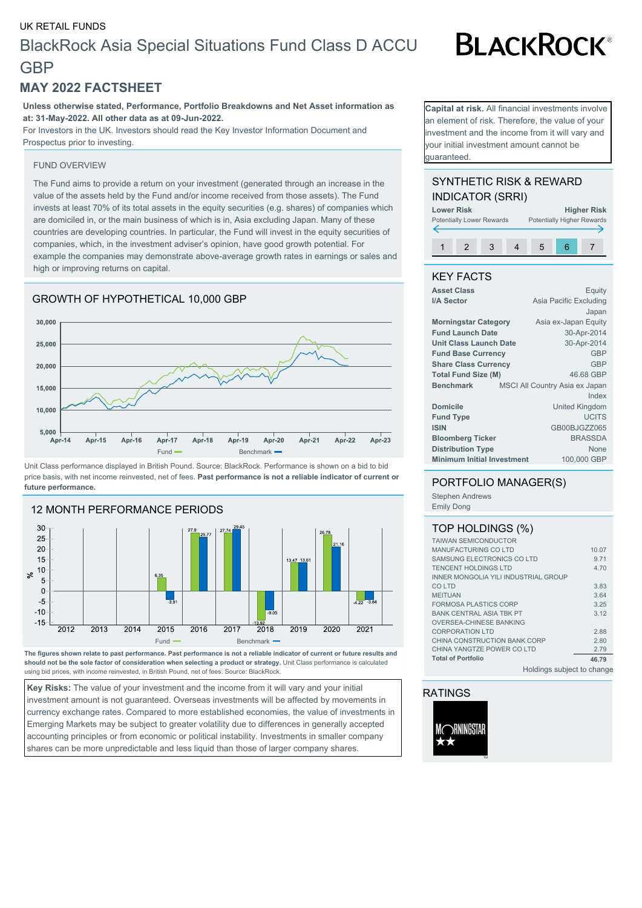UK RETAIL FUNDS

# BlackRock Asia Special Situations Fund Class D ACCU GBP

## MAY 2022 FACTSHEET

**Unless otherwise stated, Performance, Portfolio Breakdowns and Net Asset information as at: 31-May-2022. All other data as at 09-Jun-2022.**

For Investors in the UK. Investors should read the Key Investor Information Document and Prospectus prior to investing.

**Capital at risk.** All financial investments involve an element of risk. Therefore, the value of your investment and the income from it will vary and your initial investment amount cannot be guaranteed.

### FUND OVERVIEW

The Fund aims to provide a return on your investment (generated through an increase in the value of the assets held by the Fund and/or income received from those assets). The Fund invests at least 70% of its total assets in the equity securities (e.g. shares) of companies which are domiciled in, or the main business of which is in, Asia excluding Japan. Many of these countries are developing countries. In particular, the Fund will invest in the equity securities of companies, which, in the investment adviser's opinion, have good growth potential. For example the companies may demonstrate above-average growth rates in earnings or sales and high or improving returns on capital.

### GROWTH OF HYPOTHETICAL 10,000 GBP

Unit Class performance displayed in British Pound. Source: BlackRock. Performance is shown on a bid to bid price basis, with net income reinvested, net of fees. **Past performance is not a reliable indicator of current or future performance.**

### 12 MONTH PERFORMANCE PERIODS

| | 2012 | 2013 | 2014 | 2015 | 2016 | 2017 | 2018 | 2019 | 2020 | 2021 |
|---|---|---|---|---|---|---|---|---|---|---|
| Fund | | | | 6.35 | 27.9 | 27.74 | -13.92 | 13.47 | 26.78 | -4.22 |
| Benchmark | | | | -3.91 | 25.77 | 29.45 | -9.05 | 13.61 | 21.16 | -3.84 |

**The figures shown relate to past performance. Past performance is not a reliable indicator of current or future results and should not be the sole factor of consideration when selecting a product or strategy.** Unit Class performance is calculated using bid prices, with income reinvested, in British Pound, net of fees. Source: BlackRock.

**Key Risks:** The value of your investment and the income from it will vary and your initial investment amount is not guaranteed. Overseas investments will be affected by movements in currency exchange rates. Compared to more established economies, the value of investments in Emerging Markets may be subject to greater volatility due to differences in generally accepted accounting principles or from economic or political instability. Investments in smaller company shares can be more unpredictable and less liquid than those of larger company shares.

### SYNTHETIC RISK & REWARD INDICATOR (SRRI)

Lower Risk – Potentially Lower Rewards / Higher Risk – Potentially Higher Rewards

1 2 3 4 5 **6** 7

### KEY FACTS

| | |
|---|---|
| **Asset Class** | Equity |
| **I/A Sector** | Asia Pacific Excluding Japan |
| **Morningstar Category** | Asia ex-Japan Equity |
| **Fund Launch Date** | 30-Apr-2014 |
| **Unit Class Launch Date** | 30-Apr-2014 |
| **Fund Base Currency** | GBP |
| **Share Class Currency** | GBP |
| **Total Fund Size (M)** | 46.68 GBP |
| **Benchmark** | MSCI All Country Asia ex Japan Index |
| **Domicile** | United Kingdom |
| **Fund Type** | UCITS |
| **ISIN** | GB00BJGZZ065 |
| **Bloomberg Ticker** | BRASSDA |
| **Distribution Type** | None |
| **Minimum Initial Investment** | 100,000 GBP |

### PORTFOLIO MANAGER(S)

Stephen Andrews
Emily Dong

### TOP HOLDINGS (%)

| Holding | % |
|---|---|
| TAIWAN SEMICONDUCTOR MANUFACTURING CO LTD | 10.07 |
| SAMSUNG ELECTRONICS CO LTD | 9.71 |
| TENCENT HOLDINGS LTD | 4.70 |
| INNER MONGOLIA YILI INDUSTRIAL GROUP CO LTD | 3.83 |
| MEITUAN | 3.64 |
| FORMOSA PLASTICS CORP | 3.25 |
| BANK CENTRAL ASIA TBK PT | 3.12 |
| OVERSEA-CHINESE BANKING CORPORATION LTD | 2.88 |
| CHINA CONSTRUCTION BANK CORP | 2.80 |
| CHINA YANGTZE POWER CO LTD | 2.79 |
| **Total of Portfolio** | **46.79** |

Holdings subject to change

### RATINGS

Morningstar ★★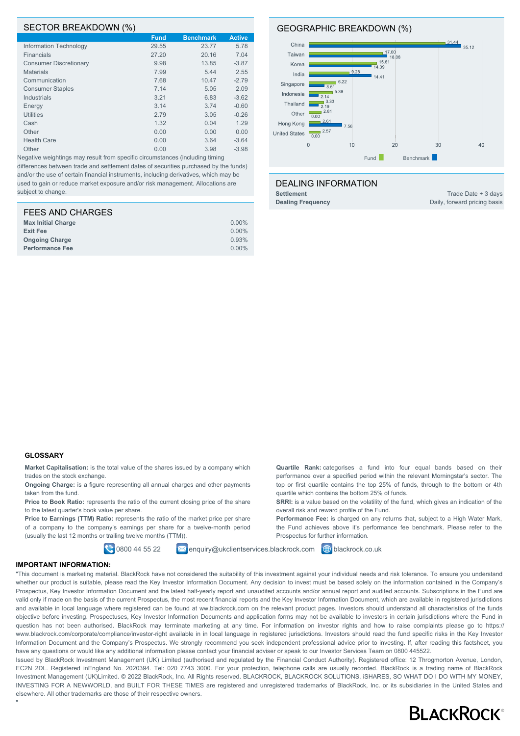## SECTOR BREAKDOWN (%)

| | Fund | Benchmark | Active |
|---|---|---|---|
| Information Technology | 29.55 | 23.77 | 5.78 |
| Financials | 27.20 | 20.16 | 7.04 |
| Consumer Discretionary | 9.98 | 13.85 | -3.87 |
| Materials | 7.99 | 5.44 | 2.55 |
| Communication | 7.68 | 10.47 | -2.79 |
| Consumer Staples | 7.14 | 5.05 | 2.09 |
| Industrials | 3.21 | 6.83 | -3.62 |
| Energy | 3.14 | 3.74 | -0.60 |
| Utilities | 2.79 | 3.05 | -0.26 |
| Cash | 1.32 | 0.04 | 1.29 |
| Other | 0.00 | 0.00 | 0.00 |
| Health Care | 0.00 | 3.64 | -3.64 |
| Other | 0.00 | 3.98 | -3.98 |

Negative weightings may result from specific circumstances (including timing differences between trade and settlement dates of securities purchased by the funds) and/or the use of certain financial instruments, including derivatives, which may be used to gain or reduce market exposure and/or risk management. Allocations are subject to change.

## GEOGRAPHIC BREAKDOWN (%)

| | Fund | Benchmark |
|---|---|---|
| China | 31.44 | 35.12 |
| Taiwan | 17.00 | 18.08 |
| Korea | 15.61 | 14.39 |
| India | 9.28 | 14.41 |
| Singapore | 6.22 | 3.51 |
| Indonesia | 5.39 | 2.14 |
| Thailand | 3.33 | 2.19 |
| Other | 2.81 | 0.00 |
| Hong Kong | 2.61 | 7.56 |
| United States | 2.57 | 0.00 |

## FEES AND CHARGES

| | |
|---|---|
| **Max Initial Charge** | 0.00% |
| **Exit Fee** | 0.00% |
| **Ongoing Charge** | 0.93% |
| **Performance Fee** | 0.00% |

## DEALING INFORMATION

| | |
|---|---|
| **Settlement** | Trade Date + 3 days |
| **Dealing Frequency** | Daily, forward pricing basis |

## GLOSSARY

**Market Capitalisation:** is the total value of the shares issued by a company which trades on the stock exchange.

**Ongoing Charge:** is a figure representing all annual charges and other payments taken from the fund.

**Price to Book Ratio:** represents the ratio of the current closing price of the share to the latest quarter's book value per share.

**Price to Earnings (TTM) Ratio:** represents the ratio of the market price per share of a company to the company's earnings per share for a twelve-month period (usually the last 12 months or trailing twelve months (TTM)).

**Quartile Rank:** categorises a fund into four equal bands based on their performance over a specified period within the relevant Morningstar's sector. The top or first quartile contains the top 25% of funds, through to the bottom or 4th quartile which contains the bottom 25% of funds.

**SRRI:** is a value based on the volatility of the fund, which gives an indication of the overall risk and reward profile of the Fund.

**Performance Fee:** is charged on any returns that, subject to a High Water Mark, the Fund achieves above it's performance fee benchmark. Please refer to the Prospectus for further information.

0800 44 55 22 enquiry@ukclientservices.blackrock.com blackrock.co.uk

**IMPORTANT INFORMATION:**

"This document is marketing material. BlackRock have not considered the suitability of this investment against your individual needs and risk tolerance. To ensure you understand whether our product is suitable, please read the Key Investor Information Document. Any decision to invest must be based solely on the information contained in the Company's Prospectus, Key Investor Information Document and the latest half-yearly report and unaudited accounts and/or annual report and audited accounts. Subscriptions in the Fund are valid only if made on the basis of the current Prospectus, the most recent financial reports and the Key Investor Information Document, which are available in registered jurisdictions and available in local language where registered can be found at ww.blackrock.com on the relevant product pages. Investors should understand all characteristics of the funds objective before investing. Prospectuses, Key Investor Information Documents and application forms may not be available to investors in certain jurisdictions where the Fund in question has not been authorised. BlackRock may terminate marketing at any time. For information on investor rights and how to raise complaints please go to https://www.blackrock.com/corporate/compliance/investor-right available in in local language in registered jurisdictions. Investors should read the fund specific risks in the Key Investor Information Document and the Company's Prospectus. We strongly recommend you seek independent professional advice prior to investing. If, after reading this factsheet, you have any questions or would like any additional information please contact your financial adviser or speak to our Investor Services Team on 0800 445522.

Issued by BlackRock Investment Management (UK) Limited (authorised and regulated by the Financial Conduct Authority). Registered office: 12 Throgmorton Avenue, London, EC2N 2DL. Registered inEngland No. 2020394. Tel: 020 7743 3000. For your protection, telephone calls are usually recorded. BlackRock is a trading name of BlackRock Investment Management (UK)Limited. © 2022 BlackRock, Inc. All Rights reserved. BLACKROCK, BLACKROCK SOLUTIONS, iSHARES, SO WHAT DO I DO WITH MY MONEY, INVESTING FOR A NEWWORLD, and BUILT FOR THESE TIMES are registered and unregistered trademarks of BlackRock, Inc. or its subsidiaries in the United States and elsewhere. All other trademarks are those of their respective owners.

"

BLACKROCK®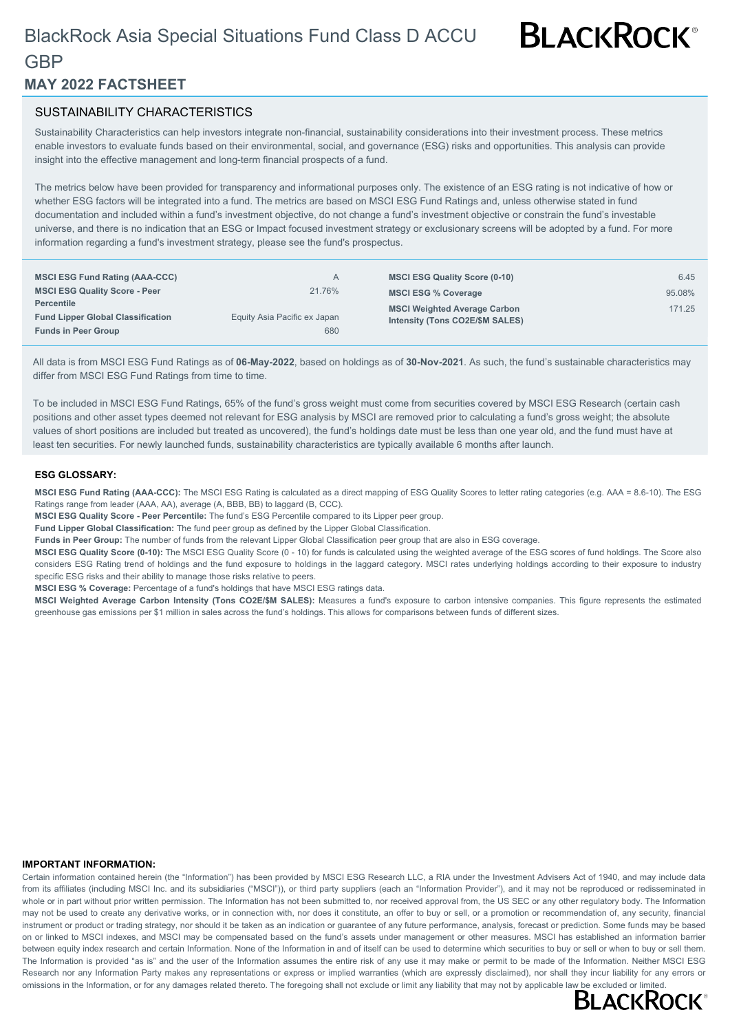# BlackRock Asia Special Situations Fund Class D ACCU GBP

## MAY 2022 FACTSHEET

### SUSTAINABILITY CHARACTERISTICS

Sustainability Characteristics can help investors integrate non-financial, sustainability considerations into their investment process. These metrics enable investors to evaluate funds based on their environmental, social, and governance (ESG) risks and opportunities. This analysis can provide insight into the effective management and long-term financial prospects of a fund.

The metrics below have been provided for transparency and informational purposes only. The existence of an ESG rating is not indicative of how or whether ESG factors will be integrated into a fund. The metrics are based on MSCI ESG Fund Ratings and, unless otherwise stated in fund documentation and included within a fund's investment objective, do not change a fund's investment objective or constrain the fund's investable universe, and there is no indication that an ESG or Impact focused investment strategy or exclusionary screens will be adopted by a fund. For more information regarding a fund's investment strategy, please see the fund's prospectus.

| | | | |
|---|---|---|---|
| **MSCI ESG Fund Rating (AAA-CCC)** | A | **MSCI ESG Quality Score (0-10)** | 6.45 |
| **MSCI ESG Quality Score - Peer Percentile** | 21.76% | **MSCI ESG % Coverage** | 95.08% |
| **Fund Lipper Global Classification** | Equity Asia Pacific ex Japan | **MSCI Weighted Average Carbon Intensity (Tons CO2E/$M SALES)** | 171.25 |
| **Funds in Peer Group** | 680 | | |

All data is from MSCI ESG Fund Ratings as of **06-May-2022**, based on holdings as of **30-Nov-2021**. As such, the fund's sustainable characteristics may differ from MSCI ESG Fund Ratings from time to time.

To be included in MSCI ESG Fund Ratings, 65% of the fund's gross weight must come from securities covered by MSCI ESG Research (certain cash positions and other asset types deemed not relevant for ESG analysis by MSCI are removed prior to calculating a fund's gross weight; the absolute values of short positions are included but treated as uncovered), the fund's holdings date must be less than one year old, and the fund must have at least ten securities. For newly launched funds, sustainability characteristics are typically available 6 months after launch.

#### ESG GLOSSARY:

**MSCI ESG Fund Rating (AAA-CCC):** The MSCI ESG Rating is calculated as a direct mapping of ESG Quality Scores to letter rating categories (e.g. AAA = 8.6-10). The ESG Ratings range from leader (AAA, AA), average (A, BBB, BB) to laggard (B, CCC).

**MSCI ESG Quality Score - Peer Percentile:** The fund's ESG Percentile compared to its Lipper peer group.

**Fund Lipper Global Classification:** The fund peer group as defined by the Lipper Global Classification.

**Funds in Peer Group:** The number of funds from the relevant Lipper Global Classification peer group that are also in ESG coverage.

**MSCI ESG Quality Score (0-10):** The MSCI ESG Quality Score (0 - 10) for funds is calculated using the weighted average of the ESG scores of fund holdings. The Score also considers ESG Rating trend of holdings and the fund exposure to holdings in the laggard category. MSCI rates underlying holdings according to their exposure to industry specific ESG risks and their ability to manage those risks relative to peers.

**MSCI ESG % Coverage:** Percentage of a fund's holdings that have MSCI ESG ratings data.

**MSCI Weighted Average Carbon Intensity (Tons CO2E/$M SALES):** Measures a fund's exposure to carbon intensive companies. This figure represents the estimated greenhouse gas emissions per $1 million in sales across the fund's holdings. This allows for comparisons between funds of different sizes.

#### IMPORTANT INFORMATION:

Certain information contained herein (the "Information") has been provided by MSCI ESG Research LLC, a RIA under the Investment Advisers Act of 1940, and may include data from its affiliates (including MSCI Inc. and its subsidiaries ("MSCI")), or third party suppliers (each an "Information Provider"), and it may not be reproduced or redisseminated in whole or in part without prior written permission. The Information has not been submitted to, nor received approval from, the US SEC or any other regulatory body. The Information may not be used to create any derivative works, or in connection with, nor does it constitute, an offer to buy or sell, or a promotion or recommendation of, any security, financial instrument or product or trading strategy, nor should it be taken as an indication or guarantee of any future performance, analysis, forecast or prediction. Some funds may be based on or linked to MSCI indexes, and MSCI may be compensated based on the fund's assets under management or other measures. MSCI has established an information barrier between equity index research and certain Information. None of the Information in and of itself can be used to determine which securities to buy or sell or when to buy or sell them. The Information is provided "as is" and the user of the Information assumes the entire risk of any use it may make or permit to be made of the Information. Neither MSCI ESG Research nor any Information Party makes any representations or express or implied warranties (which are expressly disclaimed), nor shall they incur liability for any errors or omissions in the Information, or for any damages related thereto. The foregoing shall not exclude or limit any liability that may not by applicable law be excluded or limited.